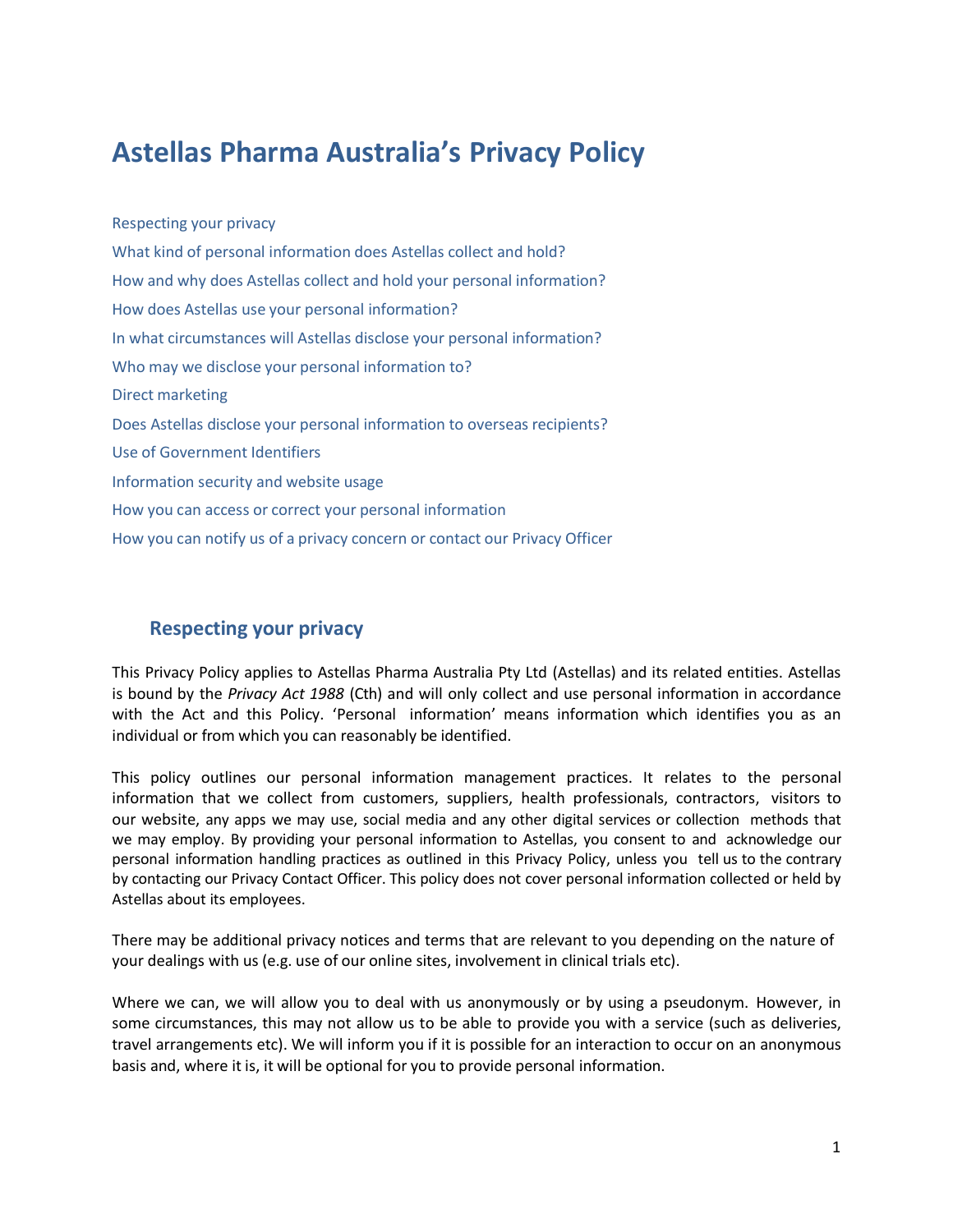# Astellas Pharma Australia's Privacy Policy

Respecting your privacy

What kind of personal information does Astellas collect and hold?

How and why does Astellas collect and hold your personal information?

How does Astellas use your personal information?

In what circumstances will Astellas disclose your personal information?

Who may we disclose your personal information to?

Direct marketing

Does Astellas disclose your personal information to overseas recipients?

Use of Government Identifiers

Information security and website usage

How you can access or correct your personal information

How you can notify us of a privacy concern or contact our Privacy Officer

## Respecting your privacy

This Privacy Policy applies to Astellas Pharma Australia Pty Ltd (Astellas) and its related entities. Astellas is bound by the *Privacy Act 1988* (Cth) and will only collect and use personal information in accordance with the Act and this Policy. 'Personal information' means information which identifies you as an individual or from which you can reasonably be identified.

This policy outlines our personal information management practices. It relates to the personal information that we collect from customers, suppliers, health professionals, contractors, visitors to our website, any apps we may use, social media and any other digital services or collection methods that we may employ. By providing your personal information to Astellas, you consent to and acknowledge our personal information handling practices as outlined in this Privacy Policy, unless you tell us to the contrary by contacting our Privacy Contact Officer. This policy does not cover personal information collected or held by Astellas about its employees.

There may be additional privacy notices and terms that are relevant to you depending on the nature of your dealings with us (e.g. use of our online sites, involvement in clinical trials etc).

Where we can, we will allow you to deal with us anonymously or by using a pseudonym. However, in some circumstances, this may not allow us to be able to provide you with a service (such as deliveries, travel arrangements etc). We will inform you if it is possible for an interaction to occur on an anonymous basis and, where it is, it will be optional for you to provide personal information.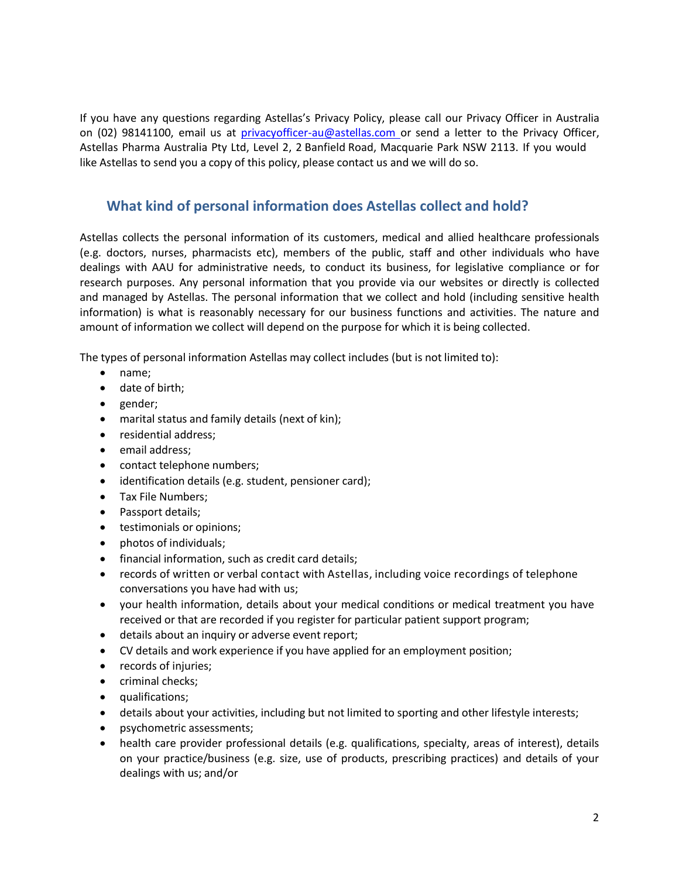If you have any questions regarding Astellas's Privacy Policy, please call our Privacy Officer in Australia on (02) 98141100, email us at privacyofficer-au@astellas.com or send a letter to the Privacy Officer, Astellas Pharma Australia Pty Ltd, Level 2, 2 Banfield Road, Macquarie Park NSW 2113. If you would like Astellas to send you a copy of this policy, please contact us and we will do so.

## What kind of personal information does Astellas collect and hold?

Astellas collects the personal information of its customers, medical and allied healthcare professionals (e.g. doctors, nurses, pharmacists etc), members of the public, staff and other individuals who have dealings with AAU for administrative needs, to conduct its business, for legislative compliance or for research purposes. Any personal information that you provide via our websites or directly is collected and managed by Astellas. The personal information that we collect and hold (including sensitive health information) is what is reasonably necessary for our business functions and activities. The nature and amount of information we collect will depend on the purpose for which it is being collected.

The types of personal information Astellas may collect includes (but is not limited to):

- name;
- date of birth;
- gender;
- marital status and family details (next of kin);
- residential address;
- email address;
- contact telephone numbers;
- identification details (e.g. student, pensioner card);
- Tax File Numbers;
- Passport details;
- testimonials or opinions;
- photos of individuals;
- financial information, such as credit card details;
- records of written or verbal contact with Astellas, including voice recordings of telephone conversations you have had with us;
- your health information, details about your medical conditions or medical treatment you have received or that are recorded if you register for particular patient support program;
- details about an inquiry or adverse event report;
- CV details and work experience if you have applied for an employment position;
- records of injuries;
- criminal checks;
- qualifications;
- details about your activities, including but not limited to sporting and other lifestyle interests;
- psychometric assessments;
- health care provider professional details (e.g. qualifications, specialty, areas of interest), details on your practice/business (e.g. size, use of products, prescribing practices) and details of your dealings with us; and/or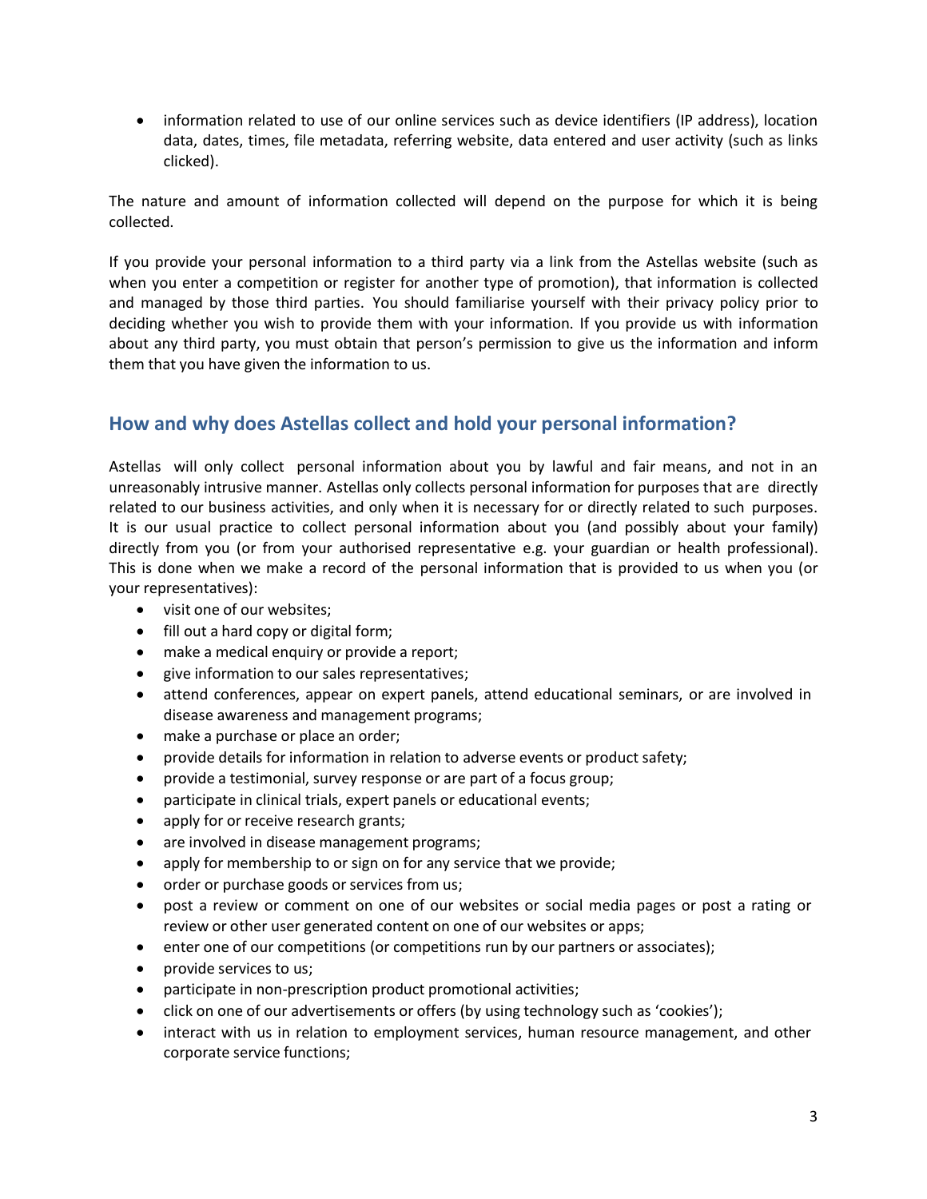- information related to use of our online services such as device identifiers (IP address), location data, dates, times, file metadata, referring website, data entered and user activity (such as links clicked).

The nature and amount of information collected will depend on the purpose for which it is being collected.

If you provide your personal information to a third party via a link from the Astellas website (such as when you enter a competition or register for another type of promotion), that information is collected and managed by those third parties. You should familiarise yourself with their privacy policy prior to deciding whether you wish to provide them with your information. If you provide us with information about any third party, you must obtain that person's permission to give us the information and inform them that you have given the information to us.

## How and why does Astellas collect and hold your personal information?

Astellas will only collect personal information about you by lawful and fair means, and not in an unreasonably intrusive manner. Astellas only collects personal information for purposes that are directly related to our business activities, and only when it is necessary for or directly related to such purposes. It is our usual practice to collect personal information about you (and possibly about your family) directly from you (or from your authorised representative e.g. your guardian or health professional). This is done when we make a record of the personal information that is provided to us when you (or your representatives):

- visit one of our websites;
- fill out a hard copy or digital form;
- make a medical enquiry or provide a report;
- give information to our sales representatives;
- attend conferences, appear on expert panels, attend educational seminars, or are involved in disease awareness and management programs;
- make a purchase or place an order;
- provide details for information in relation to adverse events or product safety;
- provide a testimonial, survey response or are part of a focus group;
- participate in clinical trials, expert panels or educational events;
- apply for or receive research grants;
- are involved in disease management programs;
- apply for membership to or sign on for any service that we provide;
- order or purchase goods or services from us;
- post a review or comment on one of our websites or social media pages or post a rating or review or other user generated content on one of our websites or apps;
- enter one of our competitions (or competitions run by our partners or associates);
- provide services to us;
- participate in non-prescription product promotional activities;
- click on one of our advertisements or offers (by using technology such as 'cookies');
- interact with us in relation to employment services, human resource management, and other corporate service functions;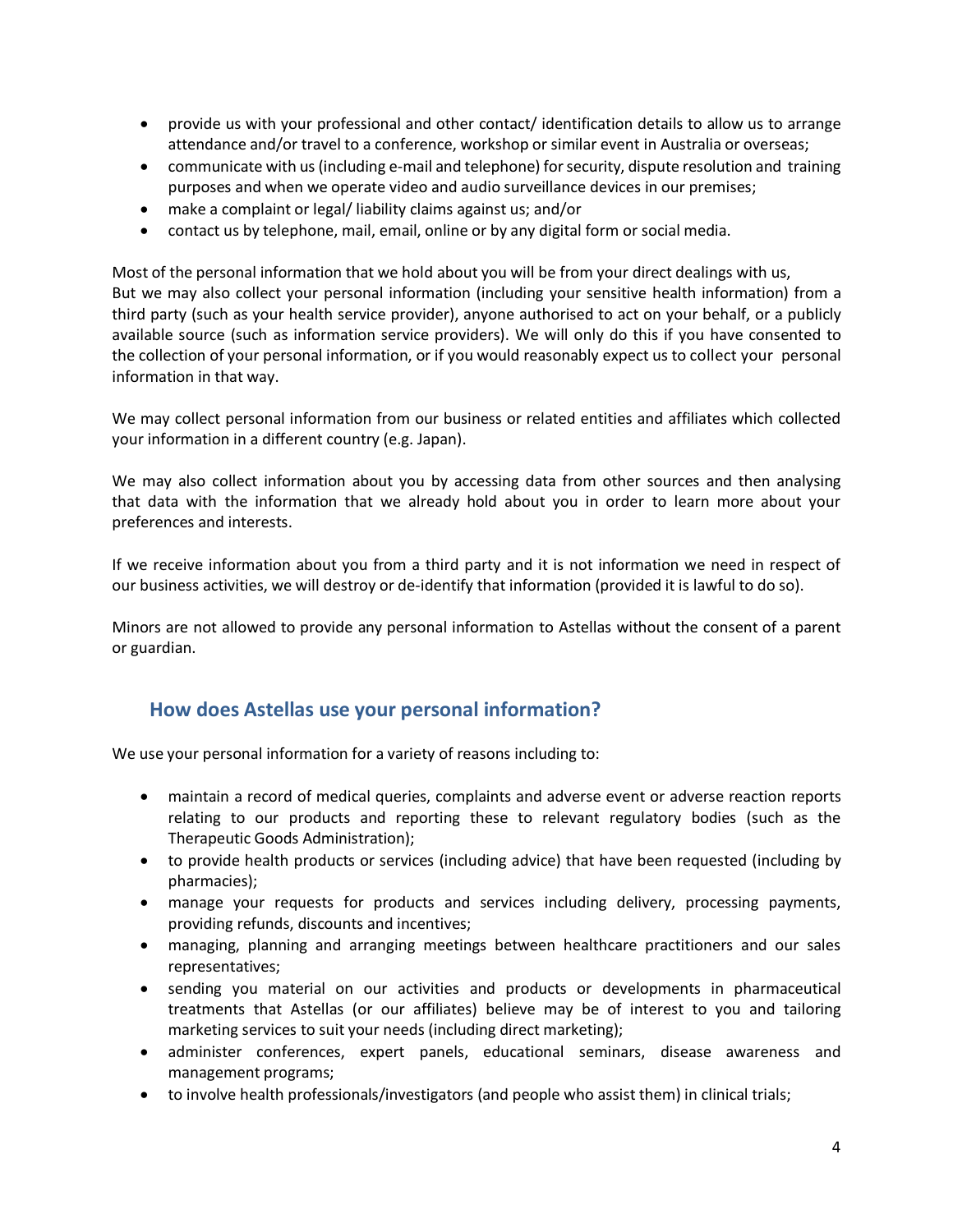- provide us with your professional and other contact/ identification details to allow us to arrange attendance and/or travel to a conference, workshop or similar event in Australia or overseas;
- communicate with us (including e-mail and telephone) for security, dispute resolution and training purposes and when we operate video and audio surveillance devices in our premises;
- make a complaint or legal/ liability claims against us; and/or
- contact us by telephone, mail, email, online or by any digital form or social media.

Most of the personal information that we hold about you will be from your direct dealings with us, But we may also collect your personal information (including your sensitive health information) from a third party (such as your health service provider), anyone authorised to act on your behalf, or a publicly available source (such as information service providers). We will only do this if you have consented to the collection of your personal information, or if you would reasonably expect us to collect your personal information in that way.

We may collect personal information from our business or related entities and affiliates which collected your information in a different country (e.g. Japan).

We may also collect information about you by accessing data from other sources and then analysing that data with the information that we already hold about you in order to learn more about your preferences and interests.

If we receive information about you from a third party and it is not information we need in respect of our business activities, we will destroy or de-identify that information (provided it is lawful to do so).

Minors are not allowed to provide any personal information to Astellas without the consent of a parent or guardian.

## How does Astellas use your personal information?

We use your personal information for a variety of reasons including to:

- maintain a record of medical queries, complaints and adverse event or adverse reaction reports relating to our products and reporting these to relevant regulatory bodies (such as the Therapeutic Goods Administration);
- to provide health products or services (including advice) that have been requested (including by pharmacies);
- manage your requests for products and services including delivery, processing payments, providing refunds, discounts and incentives;
- managing, planning and arranging meetings between healthcare practitioners and our sales representatives;
- sending you material on our activities and products or developments in pharmaceutical treatments that Astellas (or our affiliates) believe may be of interest to you and tailoring marketing services to suit your needs (including direct marketing);
- administer conferences, expert panels, educational seminars, disease awareness and management programs;
- to involve health professionals/investigators (and people who assist them) in clinical trials;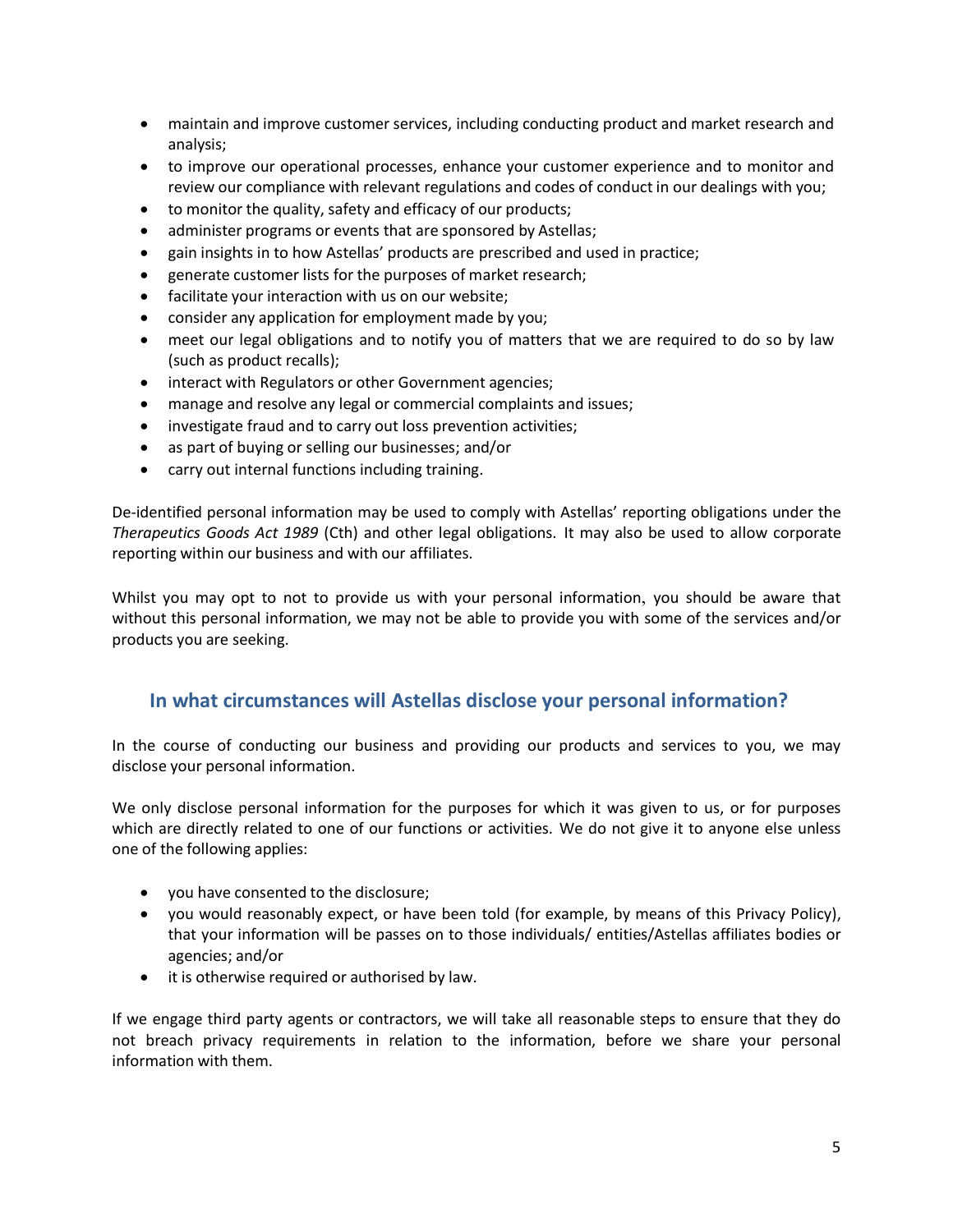- maintain and improve customer services, including conducting product and market research and analysis;
- to improve our operational processes, enhance your customer experience and to monitor and review our compliance with relevant regulations and codes of conduct in our dealings with you;
- to monitor the quality, safety and efficacy of our products;
- administer programs or events that are sponsored by Astellas;
- gain insights in to how Astellas' products are prescribed and used in practice;
- generate customer lists for the purposes of market research;
- facilitate your interaction with us on our website;
- consider any application for employment made by you;
- meet our legal obligations and to notify you of matters that we are required to do so by law (such as product recalls);
- interact with Regulators or other Government agencies;
- manage and resolve any legal or commercial complaints and issues;
- investigate fraud and to carry out loss prevention activities;
- as part of buying or selling our businesses; and/or
- carry out internal functions including training.

De-identified personal information may be used to comply with Astellas' reporting obligations under the *Therapeutics Goods Act 1989* (Cth) and other legal obligations. It may also be used to allow corporate reporting within our business and with our affiliates.

Whilst you may opt to not to provide us with your personal information, you should be aware that without this personal information, we may not be able to provide you with some of the services and/or products you are seeking.

## In what circumstances will Astellas disclose your personal information?

In the course of conducting our business and providing our products and services to you, we may disclose your personal information.

We only disclose personal information for the purposes for which it was given to us, or for purposes which are directly related to one of our functions or activities. We do not give it to anyone else unless one of the following applies:

- you have consented to the disclosure;
- you would reasonably expect, or have been told (for example, by means of this Privacy Policy), that your information will be passes on to those individuals/ entities/Astellas affiliates bodies or agencies; and/or
- it is otherwise required or authorised by law.

If we engage third party agents or contractors, we will take all reasonable steps to ensure that they do not breach privacy requirements in relation to the information, before we share your personal information with them.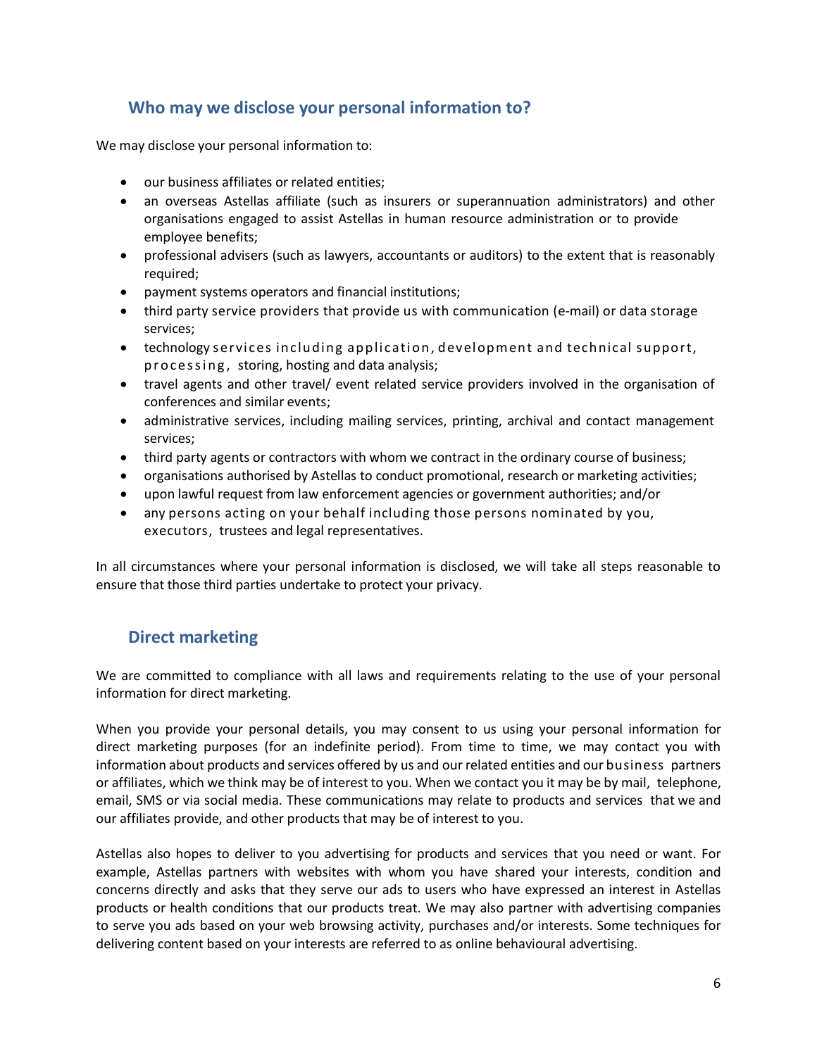## Who may we disclose your personal information to?

We may disclose your personal information to:

- our business affiliates or related entities;
- an overseas Astellas affiliate (such as insurers or superannuation administrators) and other organisations engaged to assist Astellas in human resource administration or to provide employee benefits;
- professional advisers (such as lawyers, accountants or auditors) to the extent that is reasonably required;
- payment systems operators and financial institutions;
- third party service providers that provide us with communication (e-mail) or data storage services;
- technology services including application, development and technical support, processing, storing, hosting and data analysis;
- travel agents and other travel/ event related service providers involved in the organisation of conferences and similar events;
- administrative services, including mailing services, printing, archival and contact management services;
- third party agents or contractors with whom we contract in the ordinary course of business;
- organisations authorised by Astellas to conduct promotional, research or marketing activities;
- upon lawful request from law enforcement agencies or government authorities; and/or
- any persons acting on your behalf including those persons nominated by you, executors, trustees and legal representatives.

In all circumstances where your personal information is disclosed, we will take all steps reasonable to ensure that those third parties undertake to protect your privacy.

## Direct marketing

We are committed to compliance with all laws and requirements relating to the use of your personal information for direct marketing.

When you provide your personal details, you may consent to us using your personal information for direct marketing purposes (for an indefinite period). From time to time, we may contact you with information about products and services offered by us and our related entities and our business partners or affiliates, which we think may be of interest to you. When we contact you it may be by mail, telephone, email, SMS or via social media. These communications may relate to products and services that we and our affiliates provide, and other products that may be of interest to you.

Astellas also hopes to deliver to you advertising for products and services that you need or want. For example, Astellas partners with websites with whom you have shared your interests, condition and concerns directly and asks that they serve our ads to users who have expressed an interest in Astellas products or health conditions that our products treat. We may also partner with advertising companies to serve you ads based on your web browsing activity, purchases and/or interests. Some techniques for delivering content based on your interests are referred to as online behavioural advertising.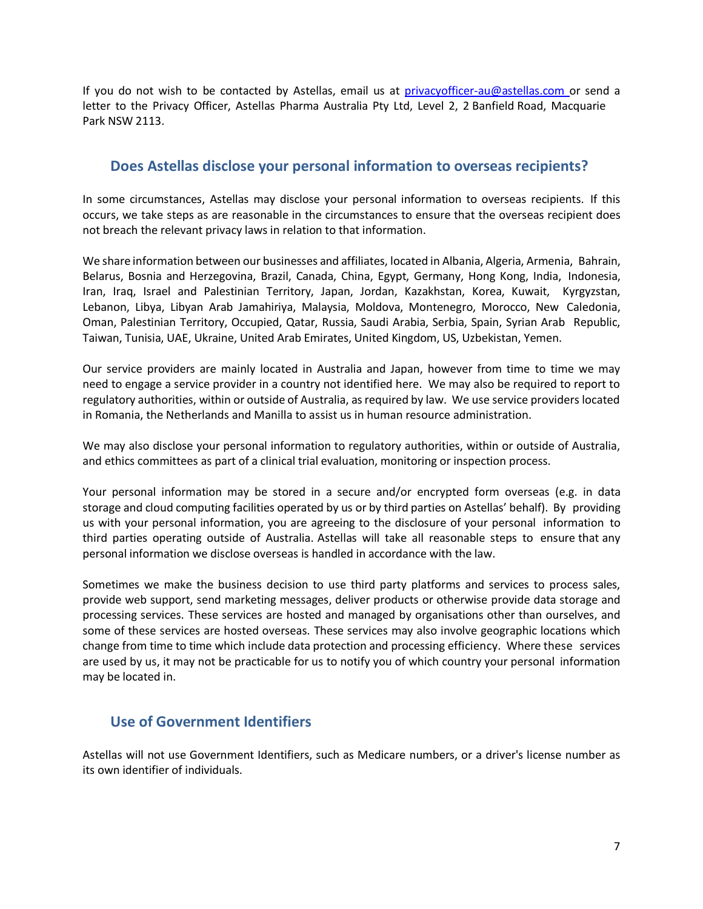If you do not wish to be contacted by Astellas, email us at privacyofficer-au@astellas.com or send a letter to the Privacy Officer, Astellas Pharma Australia Pty Ltd, Level 2, 2 Banfield Road, Macquarie Park NSW 2113.

## Does Astellas disclose your personal information to overseas recipients?

In some circumstances, Astellas may disclose your personal information to overseas recipients. If this occurs, we take steps as are reasonable in the circumstances to ensure that the overseas recipient does not breach the relevant privacy laws in relation to that information.

We share information between our businesses and affiliates, located in Albania, Algeria, Armenia, Bahrain, Belarus, Bosnia and Herzegovina, Brazil, Canada, China, Egypt, Germany, Hong Kong, India, Indonesia, Iran, Iraq, Israel and Palestinian Territory, Japan, Jordan, Kazakhstan, Korea, Kuwait, Kyrgyzstan, Lebanon, Libya, Libyan Arab Jamahiriya, Malaysia, Moldova, Montenegro, Morocco, New Caledonia, Oman, Palestinian Territory, Occupied, Qatar, Russia, Saudi Arabia, Serbia, Spain, Syrian Arab Republic, Taiwan, Tunisia, UAE, Ukraine, United Arab Emirates, United Kingdom, US, Uzbekistan, Yemen.

Our service providers are mainly located in Australia and Japan, however from time to time we may need to engage a service provider in a country not identified here. We may also be required to report to regulatory authorities, within or outside of Australia, as required by law. We use service providers located in Romania, the Netherlands and Manilla to assist us in human resource administration.

We may also disclose your personal information to regulatory authorities, within or outside of Australia, and ethics committees as part of a clinical trial evaluation, monitoring or inspection process.

Your personal information may be stored in a secure and/or encrypted form overseas (e.g. in data storage and cloud computing facilities operated by us or by third parties on Astellas' behalf). By providing us with your personal information, you are agreeing to the disclosure of your personal information to third parties operating outside of Australia. Astellas will take all reasonable steps to ensure that any personal information we disclose overseas is handled in accordance with the law.

Sometimes we make the business decision to use third party platforms and services to process sales, provide web support, send marketing messages, deliver products or otherwise provide data storage and processing services. These services are hosted and managed by organisations other than ourselves, and some of these services are hosted overseas. These services may also involve geographic locations which change from time to time which include data protection and processing efficiency. Where these services are used by us, it may not be practicable for us to notify you of which country your personal information may be located in.

## Use of Government Identifiers

Astellas will not use Government Identifiers, such as Medicare numbers, or a driver's license number as its own identifier of individuals.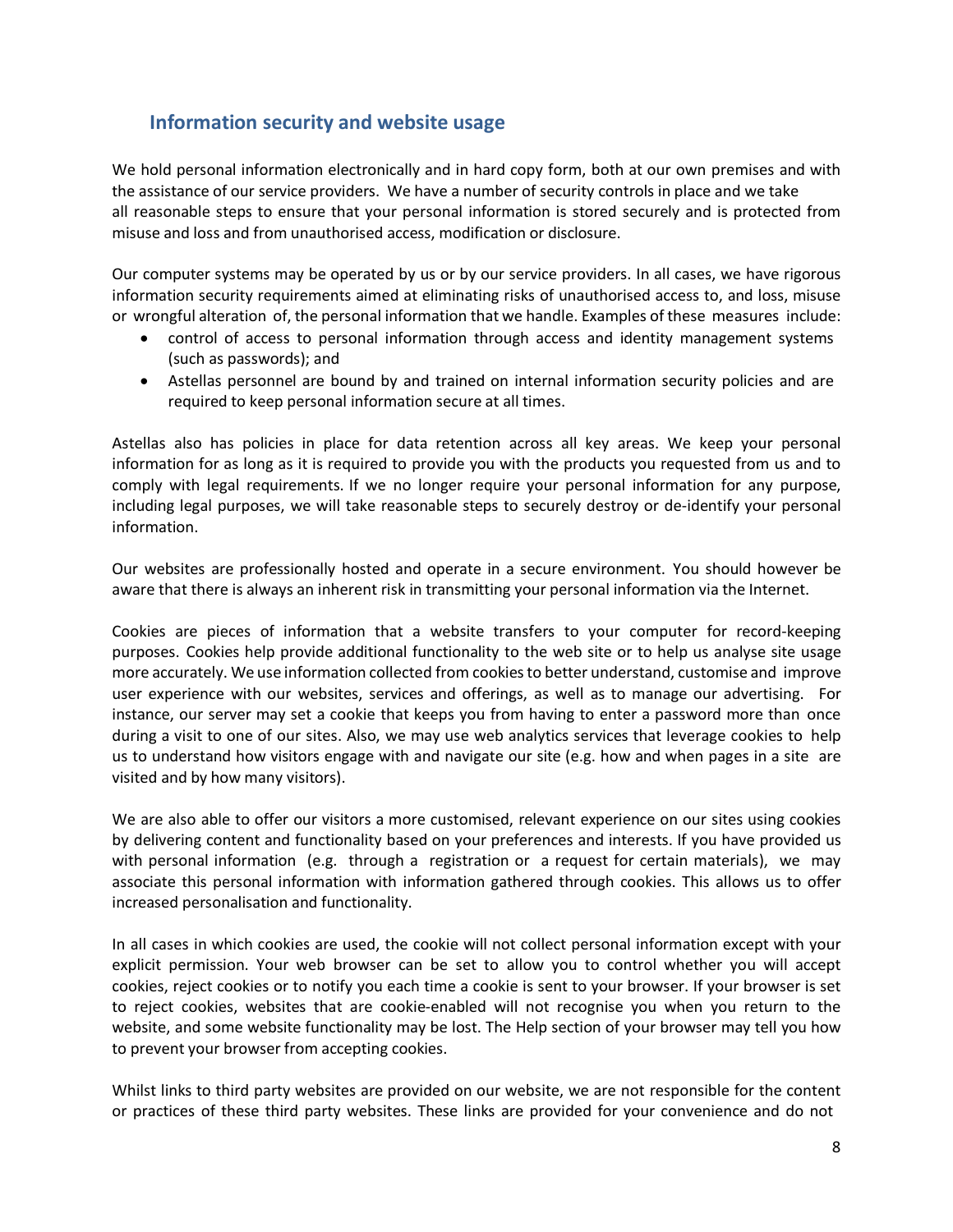## Information security and website usage

We hold personal information electronically and in hard copy form, both at our own premises and with the assistance of our service providers. We have a number of security controls in place and we take all reasonable steps to ensure that your personal information is stored securely and is protected from misuse and loss and from unauthorised access, modification or disclosure.

Our computer systems may be operated by us or by our service providers. In all cases, we have rigorous information security requirements aimed at eliminating risks of unauthorised access to, and loss, misuse or wrongful alteration of, the personal information that we handle. Examples of these measures include:

- control of access to personal information through access and identity management systems (such as passwords); and
- Astellas personnel are bound by and trained on internal information security policies and are required to keep personal information secure at all times.

Astellas also has policies in place for data retention across all key areas. We keep your personal information for as long as it is required to provide you with the products you requested from us and to comply with legal requirements. If we no longer require your personal information for any purpose, including legal purposes, we will take reasonable steps to securely destroy or de-identify your personal information.

Our websites are professionally hosted and operate in a secure environment. You should however be aware that there is always an inherent risk in transmitting your personal information via the Internet.

Cookies are pieces of information that a website transfers to your computer for record-keeping purposes. Cookies help provide additional functionality to the web site or to help us analyse site usage more accurately. We use information collected from cookies to better understand, customise and improve user experience with our websites, services and offerings, as well as to manage our advertising. For instance, our server may set a cookie that keeps you from having to enter a password more than once during a visit to one of our sites. Also, we may use web analytics services that leverage cookies to help us to understand how visitors engage with and navigate our site (e.g. how and when pages in a site are visited and by how many visitors).

We are also able to offer our visitors a more customised, relevant experience on our sites using cookies by delivering content and functionality based on your preferences and interests. If you have provided us with personal information (e.g. through a registration or a request for certain materials), we may associate this personal information with information gathered through cookies. This allows us to offer increased personalisation and functionality.

In all cases in which cookies are used, the cookie will not collect personal information except with your explicit permission. Your web browser can be set to allow you to control whether you will accept cookies, reject cookies or to notify you each time a cookie is sent to your browser. If your browser is set to reject cookies, websites that are cookie-enabled will not recognise you when you return to the website, and some website functionality may be lost. The Help section of your browser may tell you how to prevent your browser from accepting cookies.

Whilst links to third party websites are provided on our website, we are not responsible for the content or practices of these third party websites. These links are provided for your convenience and do not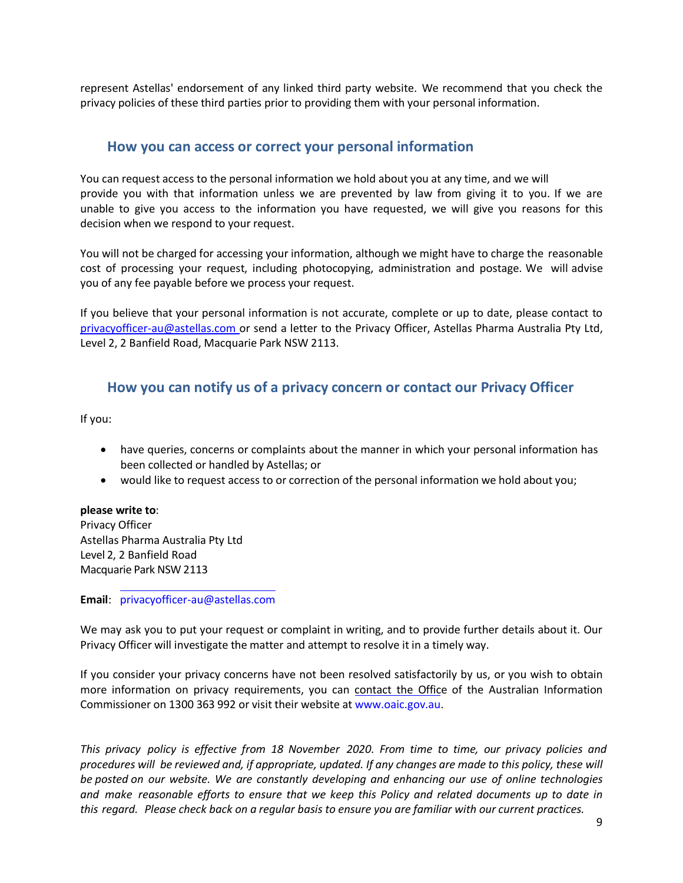represent Astellas' endorsement of any linked third party website. We recommend that you check the privacy policies of these third parties prior to providing them with your personal information.

## How you can access or correct your personal information

You can request access to the personal information we hold about you at any time, and we will provide you with that information unless we are prevented by law from giving it to you. If we are unable to give you access to the information you have requested, we will give you reasons for this decision when we respond to your request.

You will not be charged for accessing your information, although we might have to charge the reasonable cost of processing your request, including photocopying, administration and postage. We will advise you of any fee payable before we process your request.

If you believe that your personal information is not accurate, complete or up to date, please contact to privacyofficer-au@astellas.com or send a letter to the Privacy Officer, Astellas Pharma Australia Pty Ltd, Level 2, 2 Banfield Road, Macquarie Park NSW 2113.

## How you can notify us of a privacy concern or contact our Privacy Officer

If you:

- have queries, concerns or complaints about the manner in which your personal information has been collected or handled by Astellas; or
- would like to request access to or correction of the personal information we hold about you;

**please write to**:
Privacy Officer
Astellas Pharma Australia Pty Ltd
Level 2, 2 Banfield Road
Macquarie Park NSW 2113

**Email**: privacyofficer-au@astellas.com

We may ask you to put your request or complaint in writing, and to provide further details about it. Our Privacy Officer will investigate the matter and attempt to resolve it in a timely way.

If you consider your privacy concerns have not been resolved satisfactorily by us, or you wish to obtain more information on privacy requirements, you can contact the Office of the Australian Information Commissioner on 1300 363 992 or visit their website at www.oaic.gov.au.

*This privacy policy is effective from 18 November 2020. From time to time, our privacy policies and procedures will be reviewed and, if appropriate, updated. If any changes are made to this policy, these will be posted on our website. We are constantly developing and enhancing our use of online technologies and make reasonable efforts to ensure that we keep this Policy and related documents up to date in this regard. Please check back on a regular basis to ensure you are familiar with our current practices.*